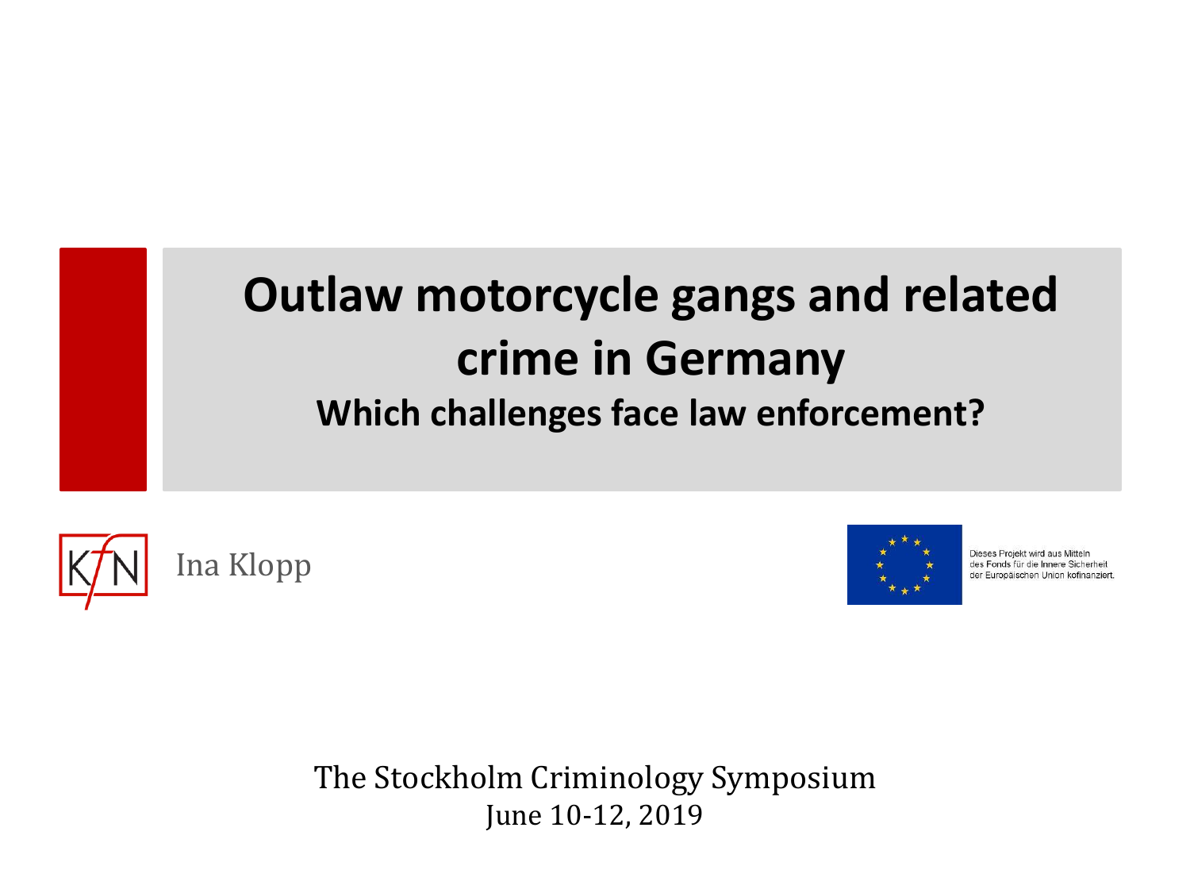# Outlaw motorcycle gangs and related crime in Germany

## Which challenges face law enforcement?

KfN

Ina Klopp

Dieses Projekt wird aus Mitteln des Fonds für die Innere Sicherheit der Europäischen Union kofinanziert.

The Stockholm Criminology Symposium
June 10-12, 2019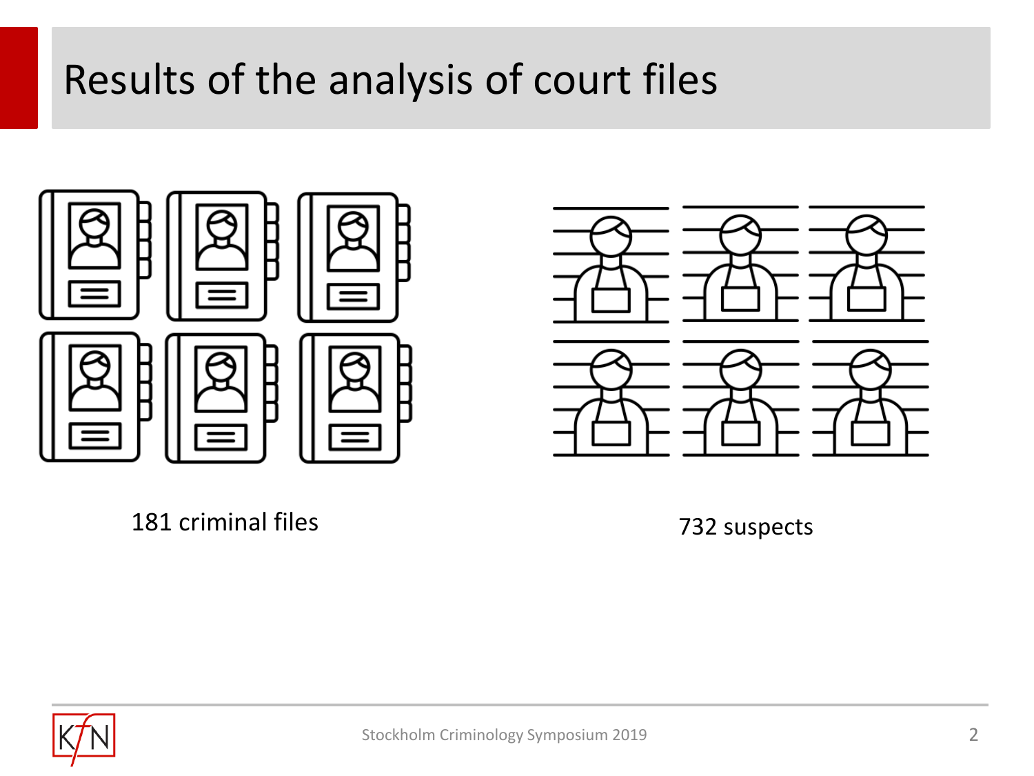# Results of the analysis of court files

181 criminal files

732 suspects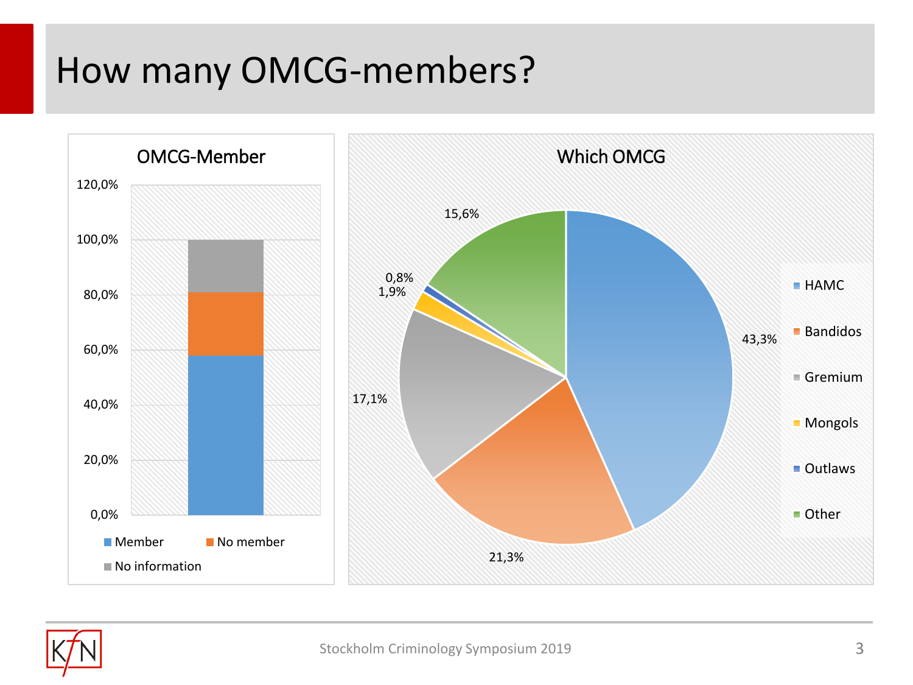# How many OMCG-members?

**OMCG-Member**

120,0%
100,0%
80,0%
60,0%
40,0%
20,0%
0,0%

Member | No member | No information

**Which OMCG**

| OMCG | Share |
| --- | --- |
| HAMC | 43,3% |
| Bandidos | 21,3% |
| Gremium | 17,1% |
| Mongols | 1,9% |
| Outlaws | 0,8% |
| Other | 15,6% |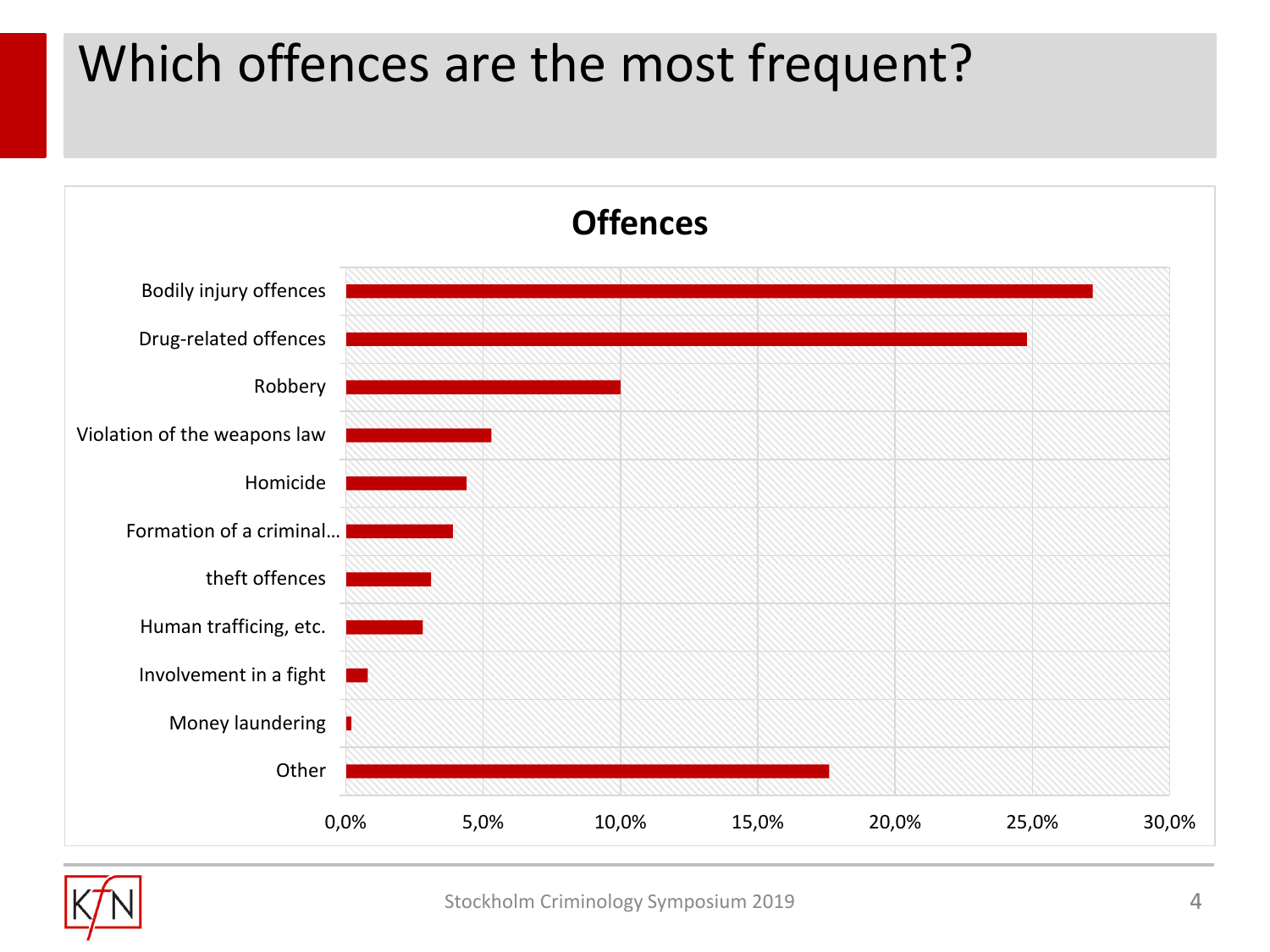# Which offences are the most frequent?

**Offences**

| Offence | Approx. share |
|---|---|
| Bodily injury offences | ~27% |
| Drug-related offences | ~25% |
| Robbery | ~10% |
| Violation of the weapons law | ~5% |
| Homicide | ~4.5% |
| Formation of a criminal… | ~4% |
| theft offences | ~3% |
| Human trafficing, etc. | ~3% |
| Involvement in a fight | ~1% |
| Money laundering | ~0% |
| Other | ~18% |

Axis: 0,0% 5,0% 10,0% 15,0% 20,0% 25,0% 30,0%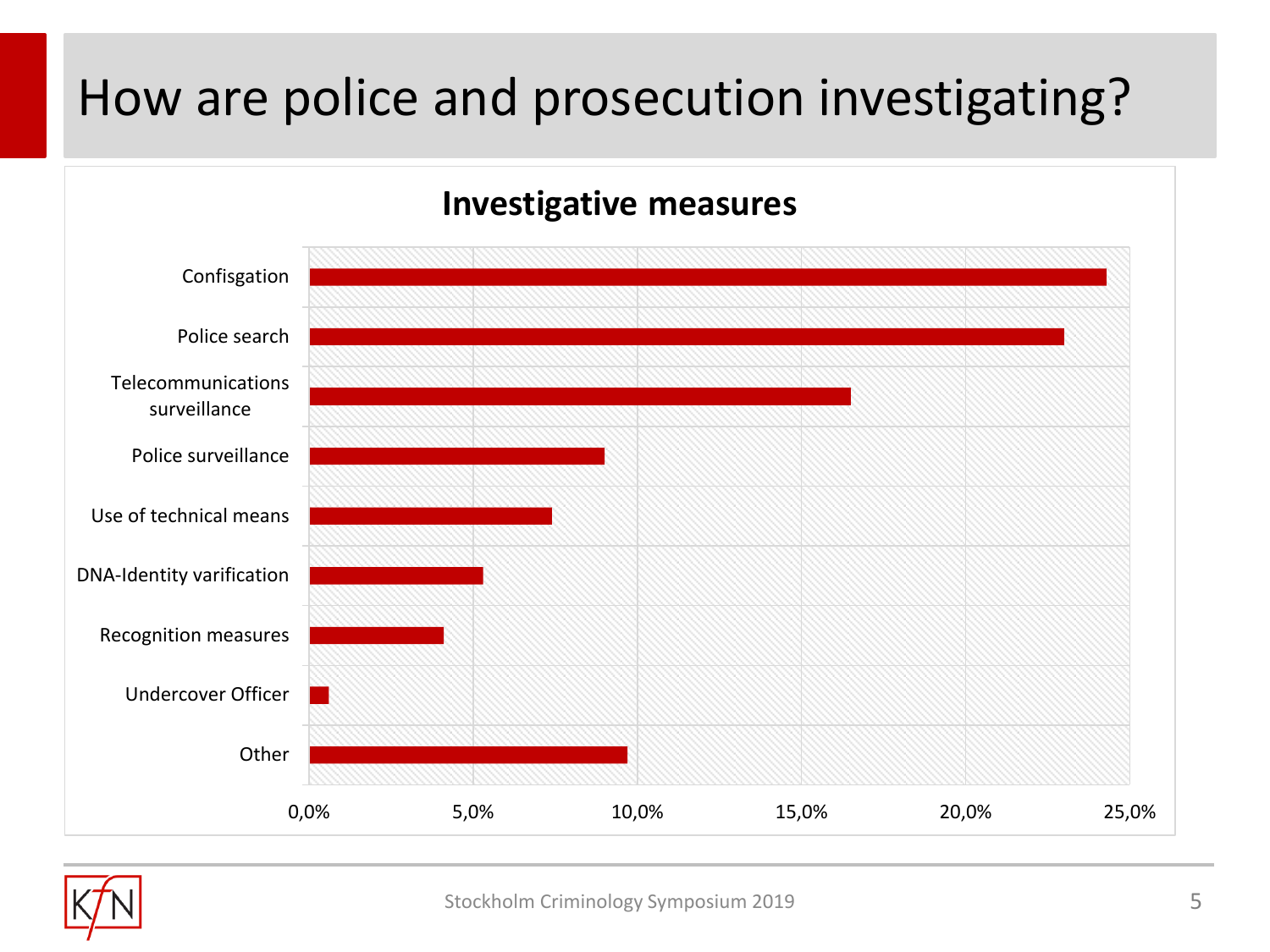# How are police and prosecution investigating?

**Investigative measures**

| Measure | Share |
|---|---|
| Confisgation | ~24,3% |
| Police search | ~23,0% |
| Telecommunications surveillance | ~16,5% |
| Police surveillance | ~9,0% |
| Use of technical means | ~7,4% |
| DNA-Identity varification | ~5,3% |
| Recognition measures | ~4,1% |
| Undercover Officer | ~0,6% |
| Other | ~9,7% |

0,0% 5,0% 10,0% 15,0% 20,0% 25,0%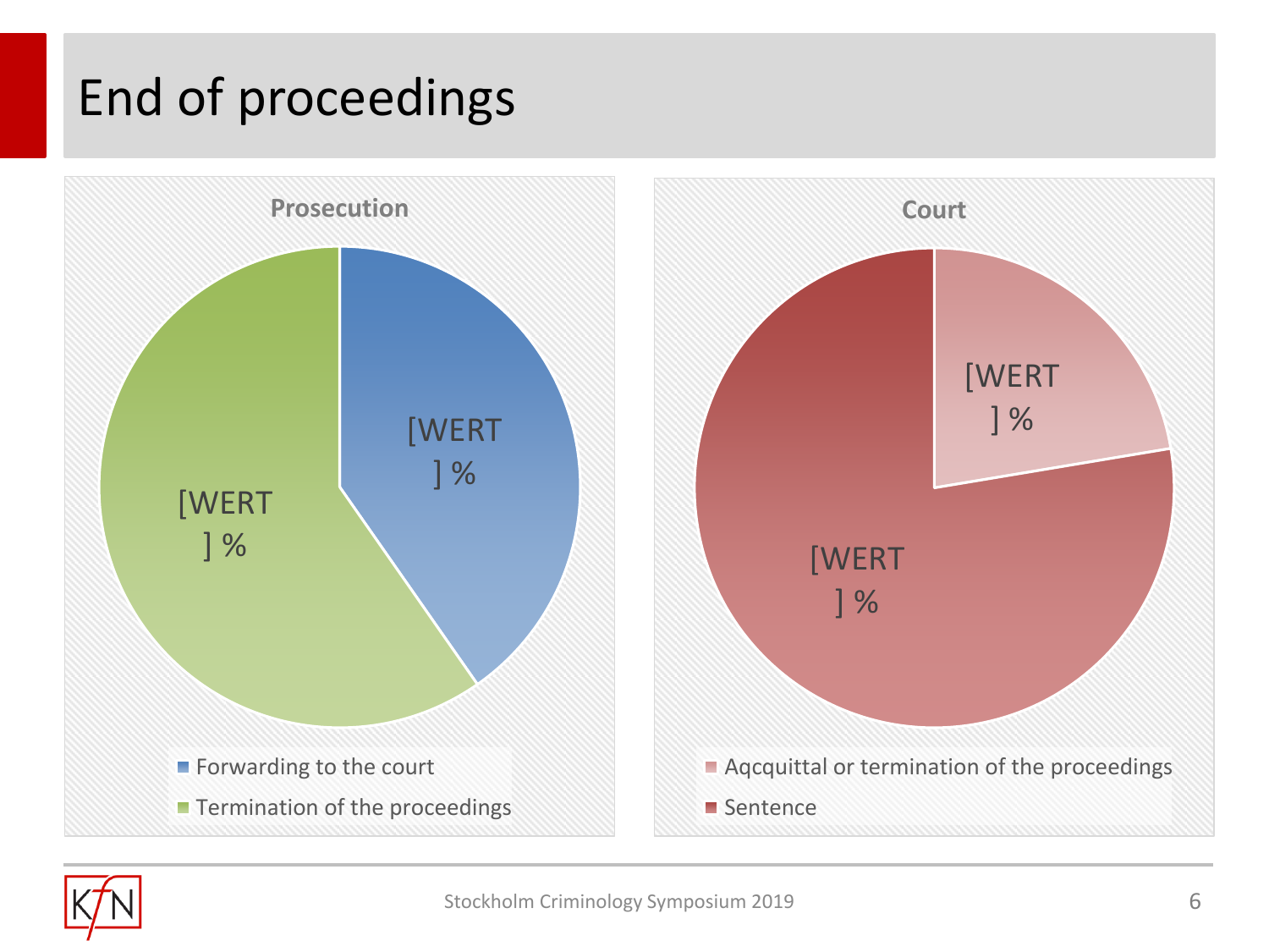# End of proceedings

**Prosecution**

- Forwarding to the court: [WERT] %
- Termination of the proceedings: [WERT] %

**Court**

- Aqcquittal or termination of the proceedings: [WERT] %
- Sentence: [WERT] %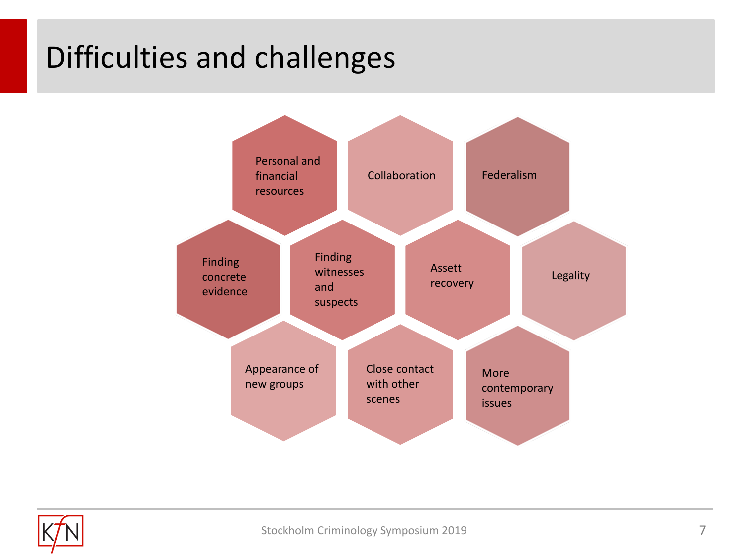# Difficulties and challenges

- Personal and financial resources
- Collaboration
- Federalism
- Finding concrete evidence
- Finding witnesses and suspects
- Assett recovery
- Legality
- Appearance of new groups
- Close contact with other scenes
- More contemporary issues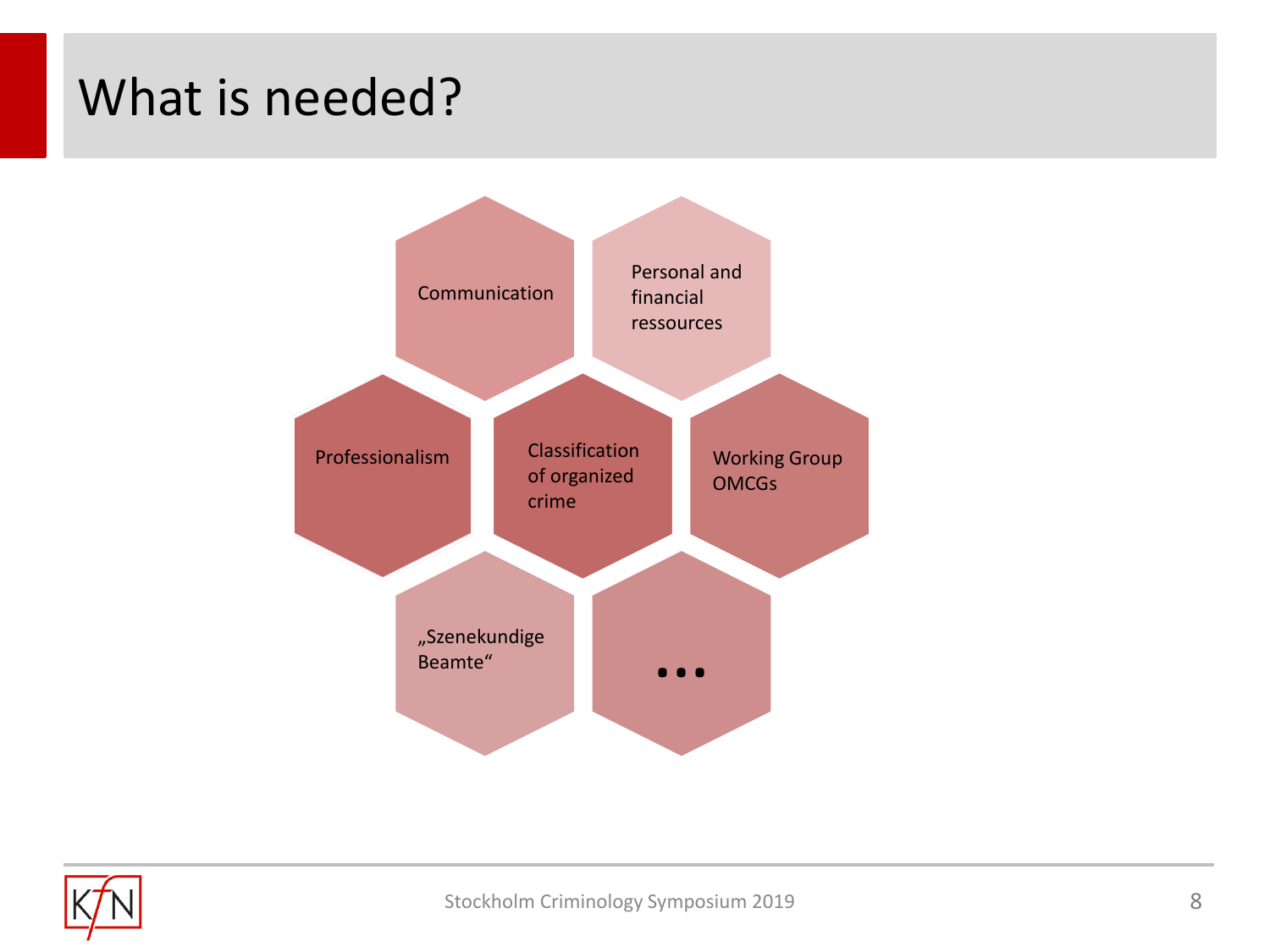# What is needed?

- Communication
- Personal and financial ressources
- Professionalism
- Classification of organized crime
- Working Group OMCGs
- „Szenekundige Beamte“
- ...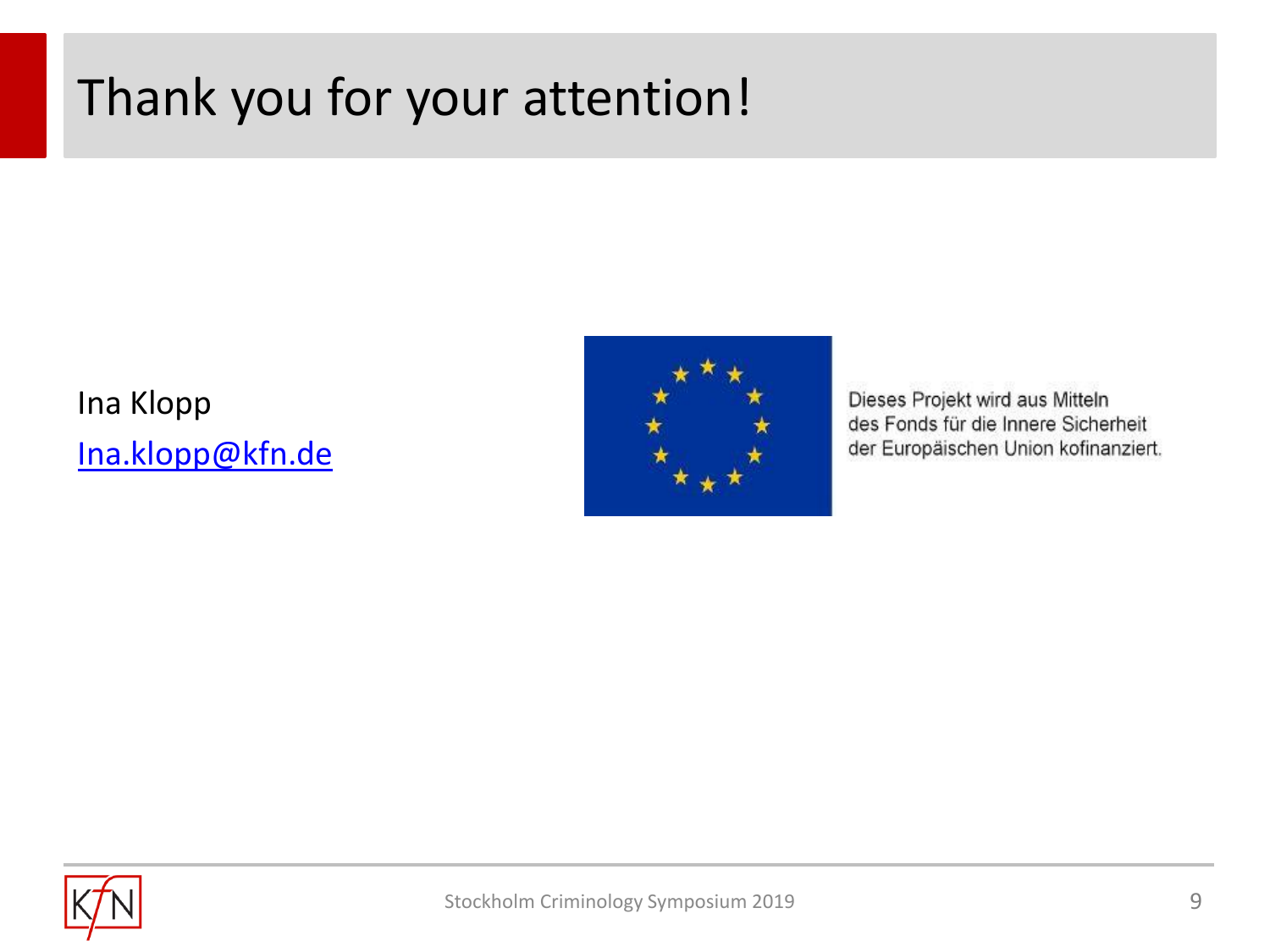# Thank you for your attention!

Ina Klopp
Ina.klopp@kfn.de

Dieses Projekt wird aus Mitteln des Fonds für die Innere Sicherheit der Europäischen Union kofinanziert.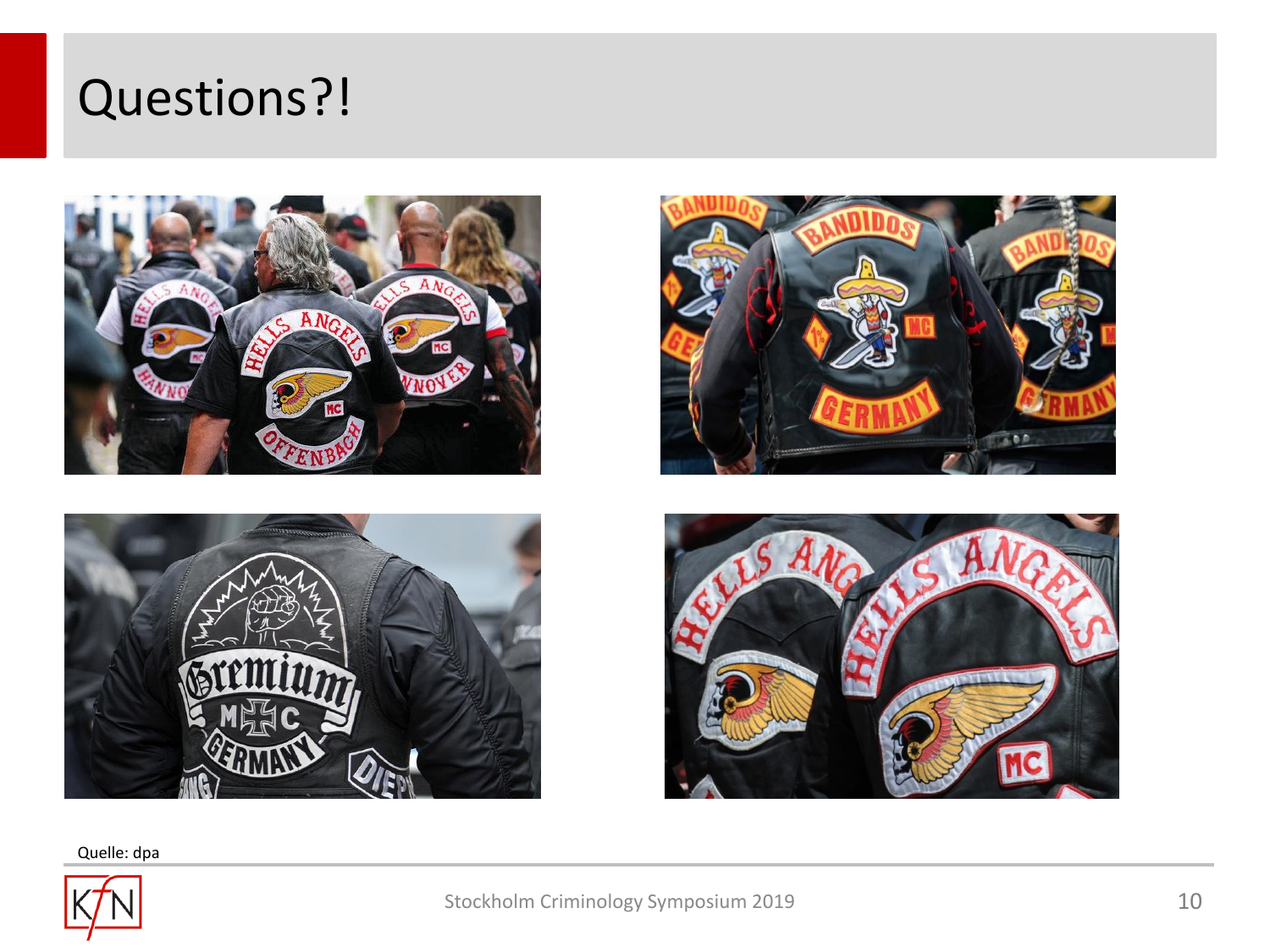# Questions?!

Quelle: dpa